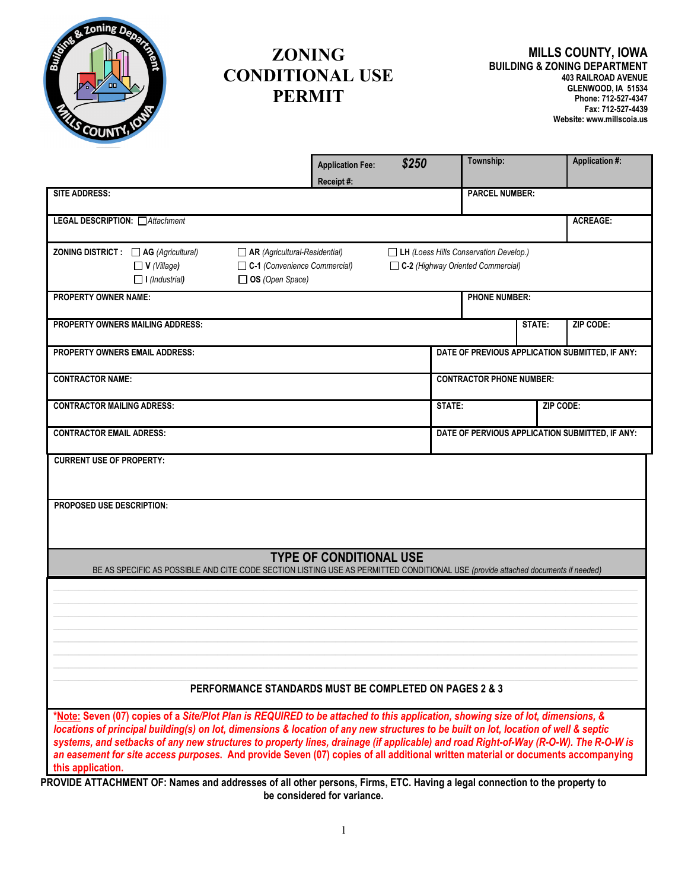# ZONING CONDITIONAL USE PERMIT

**MILLS COUNTY, IOWA**
**BUILDING & ZONING DEPARTMENT**
403 RAILROAD AVENUE
GLENWOOD, IA 51534
Phone: 712-527-4347
Fax: 712-527-4439
Website: www.millscoia.us

| | | | |
|---|---|---|---|
| | **Application Fee:** *$250* **Receipt #:** | **Township:** | **Application #:** |
| **SITE ADDRESS:** | | **PARCEL NUMBER:** | |
| **LEGAL DESCRIPTION:** ☐ *Attachment* | | | **ACREAGE:** |

**ZONING DISTRICT :**
☐ **AG** *(Agricultural)* ☐ **AR** *(Agricultural-Residential)* ☐ **LH** *(Loess Hills Conservation Develop.)*
☐ **V** *(Village)* ☐ **C-1** *(Convenience Commercial)* ☐ **C-2** *(Highway Oriented Commercial)*
☐ **I** *(Industrial)* ☐ **OS** *(Open Space)*

| | | | |
|---|---|---|---|
| **PROPERTY OWNER NAME:** | | **PHONE NUMBER:** | |
| **PROPERTY OWNERS MAILING ADDRESS:** | | **STATE:** | **ZIP CODE:** |
| **PROPERTY OWNERS EMAIL ADDRESS:** | **DATE OF PREVIOUS APPLICATION SUBMITTED, IF ANY:** | | |
| **CONTRACTOR NAME:** | **CONTRACTOR PHONE NUMBER:** | | |
| **CONTRACTOR MAILING ADRESS:** | **STATE:** | **ZIP CODE:** | |
| **CONTRACTOR EMAIL ADRESS:** | **DATE OF PERVIOUS APPLICATION SUBMITTED, IF ANY:** | | |

**CURRENT USE OF PROPERTY:**

**PROPOSED USE DESCRIPTION:**

## TYPE OF CONDITIONAL USE

BE AS SPECIFIC AS POSSIBLE AND CITE CODE SECTION LISTING USE AS PERMITTED CONDITIONAL USE *(provide attached documents if needed)*

**PERFORMANCE STANDARDS MUST BE COMPLETED ON PAGES 2 & 3**

**\*Note: Seven (07) copies of a *Site/Plot Plan is REQUIRED to be attached to this application, showing size of lot, dimensions, & locations of principal building(s) on lot, dimensions & location of any new structures to be built on lot, location of well & septic systems, and setbacks of any new structures to be property lines, drainage (if applicable) and road Right-of-Way (R-O-W). The R-O-W is an easement for site access purposes.* And provide Seven (07) copies of all additional written material or documents accompanying this application.**

**PROVIDE ATTACHMENT OF: Names and addresses of all other persons, Firms, ETC. Having a legal connection to the property to be considered for variance.**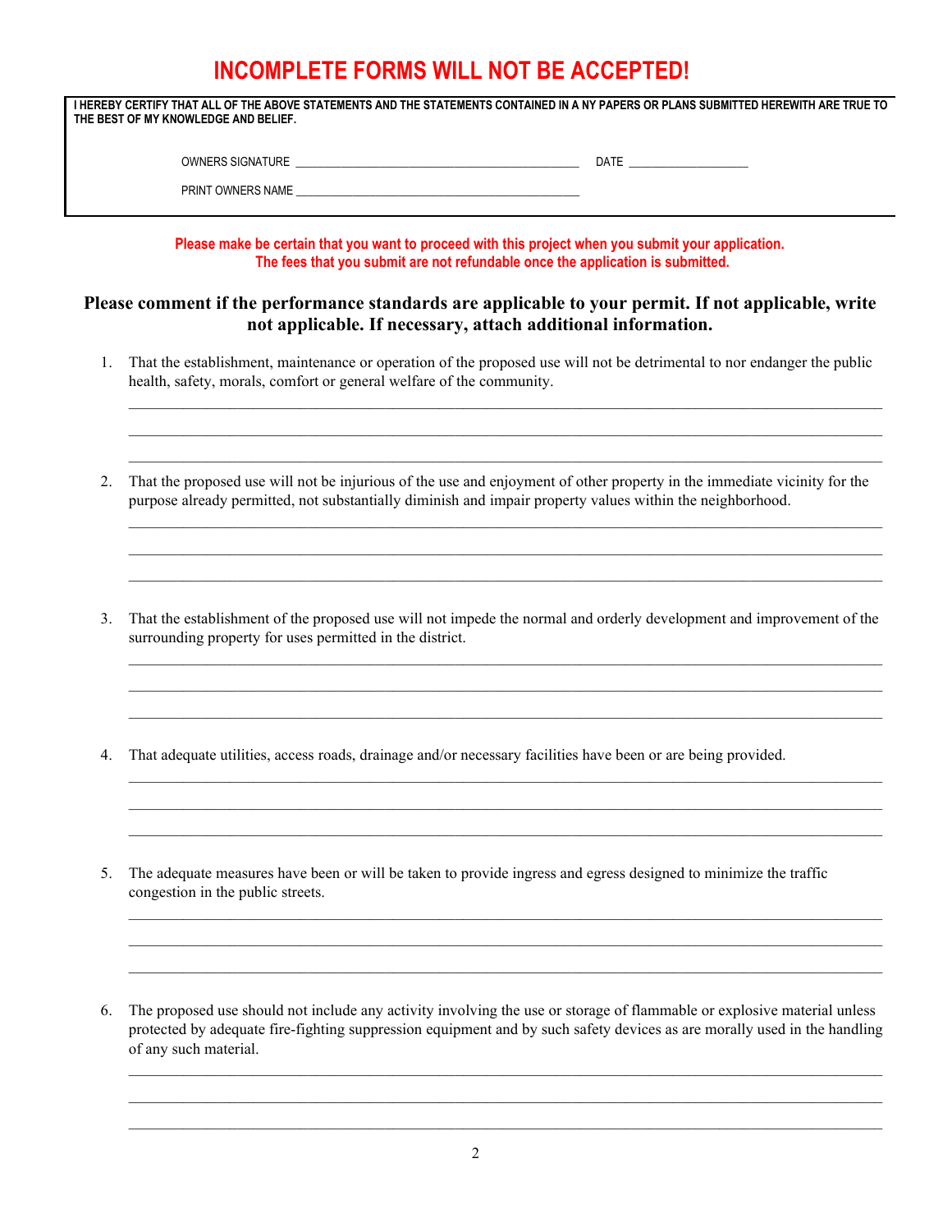# INCOMPLETE FORMS WILL NOT BE ACCEPTED!

**I HEREBY CERTIFY THAT ALL OF THE ABOVE STATEMENTS AND THE STATEMENTS CONTAINED IN A NY PAPERS OR PLANS SUBMITTED HEREWITH ARE TRUE TO THE BEST OF MY KNOWLEDGE AND BELIEF.**

OWNERS SIGNATURE ______________________________________________ DATE ___________________

PRINT OWNERS NAME ______________________________________________

**Please make be certain that you want to proceed with this project when you submit your application. The fees that you submit are not refundable once the application is submitted.**

### Please comment if the performance standards are applicable to your permit. If not applicable, write not applicable. If necessary, attach additional information.

1. That the establishment, maintenance or operation of the proposed use will not be detrimental to nor endanger the public health, safety, morals, comfort or general welfare of the community.

   ______________________________________________________________________________
   ______________________________________________________________________________
   ______________________________________________________________________________

2. That the proposed use will not be injurious of the use and enjoyment of other property in the immediate vicinity for the purpose already permitted, not substantially diminish and impair property values within the neighborhood.

   ______________________________________________________________________________
   ______________________________________________________________________________
   ______________________________________________________________________________

3. That the establishment of the proposed use will not impede the normal and orderly development and improvement of the surrounding property for uses permitted in the district.

   ______________________________________________________________________________
   ______________________________________________________________________________
   ______________________________________________________________________________

4. That adequate utilities, access roads, drainage and/or necessary facilities have been or are being provided.

   ______________________________________________________________________________
   ______________________________________________________________________________
   ______________________________________________________________________________

5. The adequate measures have been or will be taken to provide ingress and egress designed to minimize the traffic congestion in the public streets.

   ______________________________________________________________________________
   ______________________________________________________________________________
   ______________________________________________________________________________

6. The proposed use should not include any activity involving the use or storage of flammable or explosive material unless protected by adequate fire-fighting suppression equipment and by such safety devices as are morally used in the handling of any such material.

   ______________________________________________________________________________
   ______________________________________________________________________________
   ______________________________________________________________________________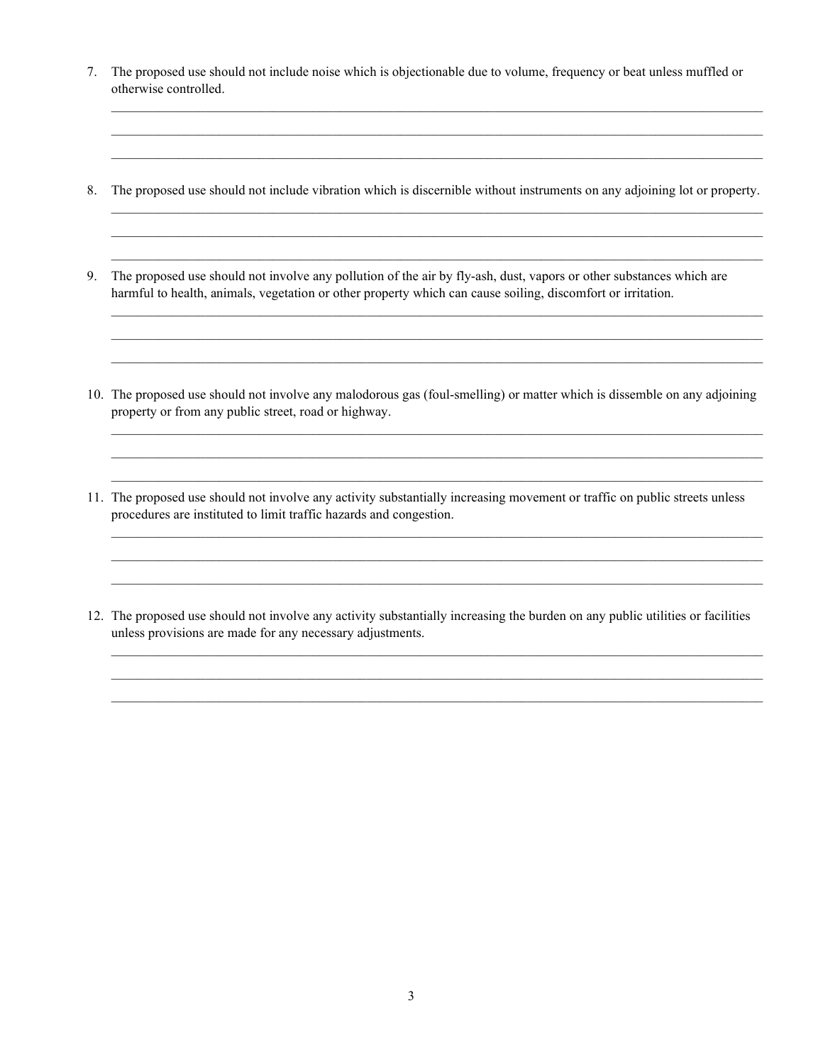7. The proposed use should not include noise which is objectionable due to volume, frequency or beat unless muffled or otherwise controlled.

8. The proposed use should not include vibration which is discernible without instruments on any adjoining lot or property.

9. The proposed use should not involve any pollution of the air by fly-ash, dust, vapors or other substances which are harmful to health, animals, vegetation or other property which can cause soiling, discomfort or irritation.

10. The proposed use should not involve any malodorous gas (foul-smelling) or matter which is dissemble on any adjoining property or from any public street, road or highway.

11. The proposed use should not involve any activity substantially increasing movement or traffic on public streets unless procedures are instituted to limit traffic hazards and congestion.

12. The proposed use should not involve any activity substantially increasing the burden on any public utilities or facilities unless provisions are made for any necessary adjustments.